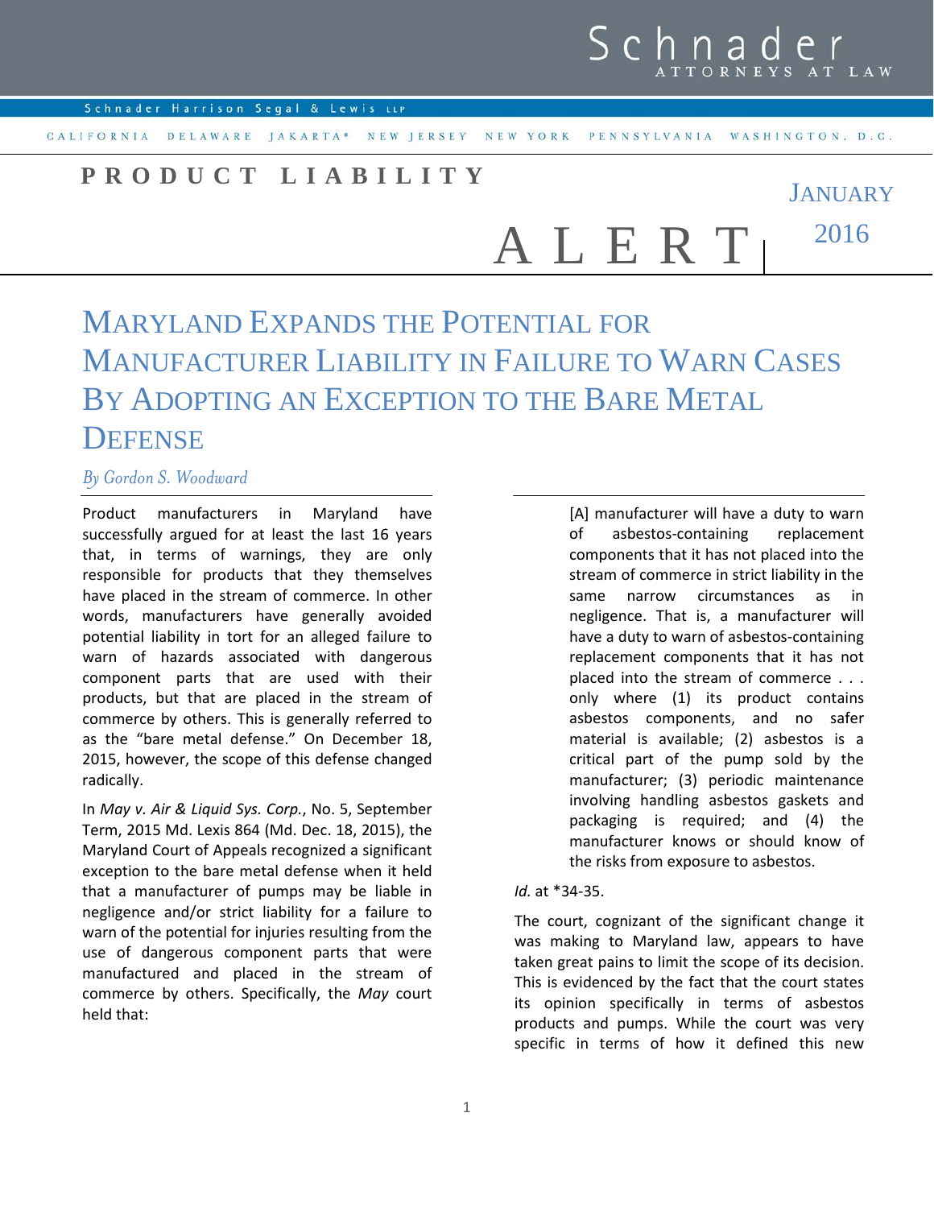Schnader
ATTORNEYS AT LAW

Schnader Harrison Segal & Lewis LLP

CALIFORNIA DELAWARE JAKARTA* NEW JERSEY NEW YORK PENNSYLVANIA WASHINGTON, D.C.

**PRODUCT LIABILITY**

# ALERT

JANUARY 2016

# MARYLAND EXPANDS THE POTENTIAL FOR MANUFACTURER LIABILITY IN FAILURE TO WARN CASES BY ADOPTING AN EXCEPTION TO THE BARE METAL DEFENSE

*By Gordon S. Woodward*

Product manufacturers in Maryland have successfully argued for at least the last 16 years that, in terms of warnings, they are only responsible for products that they themselves have placed in the stream of commerce. In other words, manufacturers have generally avoided potential liability in tort for an alleged failure to warn of hazards associated with dangerous component parts that are used with their products, but that are placed in the stream of commerce by others. This is generally referred to as the "bare metal defense." On December 18, 2015, however, the scope of this defense changed radically.

In *May v. Air & Liquid Sys. Corp.*, No. 5, September Term, 2015 Md. Lexis 864 (Md. Dec. 18, 2015), the Maryland Court of Appeals recognized a significant exception to the bare metal defense when it held that a manufacturer of pumps may be liable in negligence and/or strict liability for a failure to warn of the potential for injuries resulting from the use of dangerous component parts that were manufactured and placed in the stream of commerce by others. Specifically, the *May* court held that:

> [A] manufacturer will have a duty to warn of asbestos-containing replacement components that it has not placed into the stream of commerce in strict liability in the same narrow circumstances as in negligence. That is, a manufacturer will have a duty to warn of asbestos-containing replacement components that it has not placed into the stream of commerce . . . only where (1) its product contains asbestos components, and no safer material is available; (2) asbestos is a critical part of the pump sold by the manufacturer; (3) periodic maintenance involving handling asbestos gaskets and packaging is required; and (4) the manufacturer knows or should know of the risks from exposure to asbestos.

*Id.* at *34-35.

The court, cognizant of the significant change it was making to Maryland law, appears to have taken great pains to limit the scope of its decision. This is evidenced by the fact that the court states its opinion specifically in terms of asbestos products and pumps. While the court was very specific in terms of how it defined this new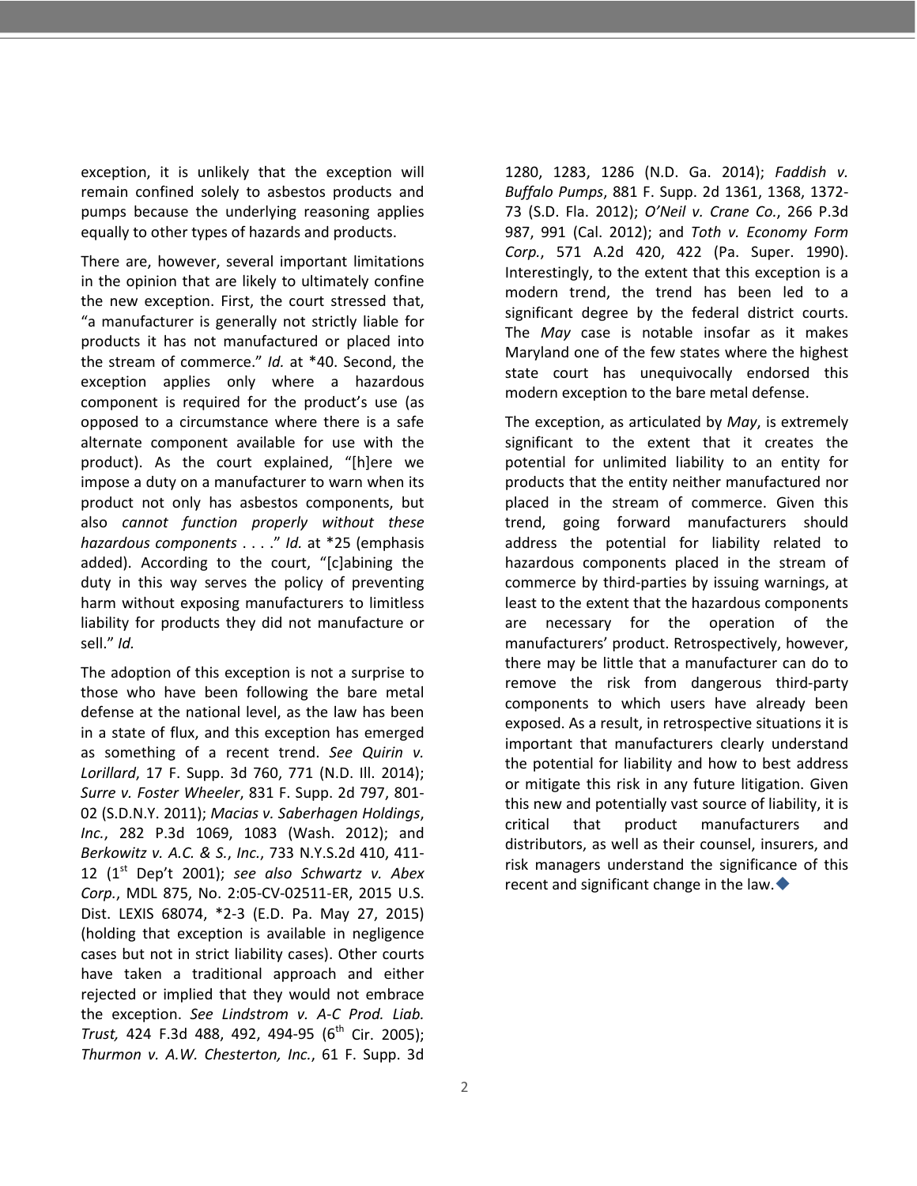exception, it is unlikely that the exception will remain confined solely to asbestos products and pumps because the underlying reasoning applies equally to other types of hazards and products.

There are, however, several important limitations in the opinion that are likely to ultimately confine the new exception. First, the court stressed that, "a manufacturer is generally not strictly liable for products it has not manufactured or placed into the stream of commerce." *Id.* at *40. Second, the exception applies only where a hazardous component is required for the product's use (as opposed to a circumstance where there is a safe alternate component available for use with the product). As the court explained, "[h]ere we impose a duty on a manufacturer to warn when its product not only has asbestos components, but also *cannot function properly without these hazardous components* . . . ." *Id.* at *25 (emphasis added). According to the court, "[c]abining the duty in this way serves the policy of preventing harm without exposing manufacturers to limitless liability for products they did not manufacture or sell." *Id.*

The adoption of this exception is not a surprise to those who have been following the bare metal defense at the national level, as the law has been in a state of flux, and this exception has emerged as something of a recent trend. *See Quirin v. Lorillard*, 17 F. Supp. 3d 760, 771 (N.D. Ill. 2014); *Surre v. Foster Wheeler*, 831 F. Supp. 2d 797, 801-02 (S.D.N.Y. 2011); *Macias v. Saberhagen Holdings, Inc.*, 282 P.3d 1069, 1083 (Wash. 2012); and *Berkowitz v. A.C. & S., Inc.*, 733 N.Y.S.2d 410, 411-12 (1st Dep't 2001); *see also Schwartz v. Abex Corp.*, MDL 875, No. 2:05-CV-02511-ER, 2015 U.S. Dist. LEXIS 68074, *2-3 (E.D. Pa. May 27, 2015) (holding that exception is available in negligence cases but not in strict liability cases). Other courts have taken a traditional approach and either rejected or implied that they would not embrace the exception. *See Lindstrom v. A-C Prod. Liab. Trust,* 424 F.3d 488, 492, 494-95 (6th Cir. 2005); *Thurmon v. A.W. Chesterton, Inc.*, 61 F. Supp. 3d 1280, 1283, 1286 (N.D. Ga. 2014); *Faddish v. Buffalo Pumps*, 881 F. Supp. 2d 1361, 1368, 1372-73 (S.D. Fla. 2012); *O'Neil v. Crane Co.*, 266 P.3d 987, 991 (Cal. 2012); and *Toth v. Economy Form Corp.*, 571 A.2d 420, 422 (Pa. Super. 1990). Interestingly, to the extent that this exception is a modern trend, the trend has been led to a significant degree by the federal district courts. The *May* case is notable insofar as it makes Maryland one of the few states where the highest state court has unequivocally endorsed this modern exception to the bare metal defense.

The exception, as articulated by *May*, is extremely significant to the extent that it creates the potential for unlimited liability to an entity for products that the entity neither manufactured nor placed in the stream of commerce. Given this trend, going forward manufacturers should address the potential for liability related to hazardous components placed in the stream of commerce by third-parties by issuing warnings, at least to the extent that the hazardous components are necessary for the operation of the manufacturers' product. Retrospectively, however, there may be little that a manufacturer can do to remove the risk from dangerous third-party components to which users have already been exposed. As a result, in retrospective situations it is important that manufacturers clearly understand the potential for liability and how to best address or mitigate this risk in any future litigation. Given this new and potentially vast source of liability, it is critical that product manufacturers and distributors, as well as their counsel, insurers, and risk managers understand the significance of this recent and significant change in the law.◆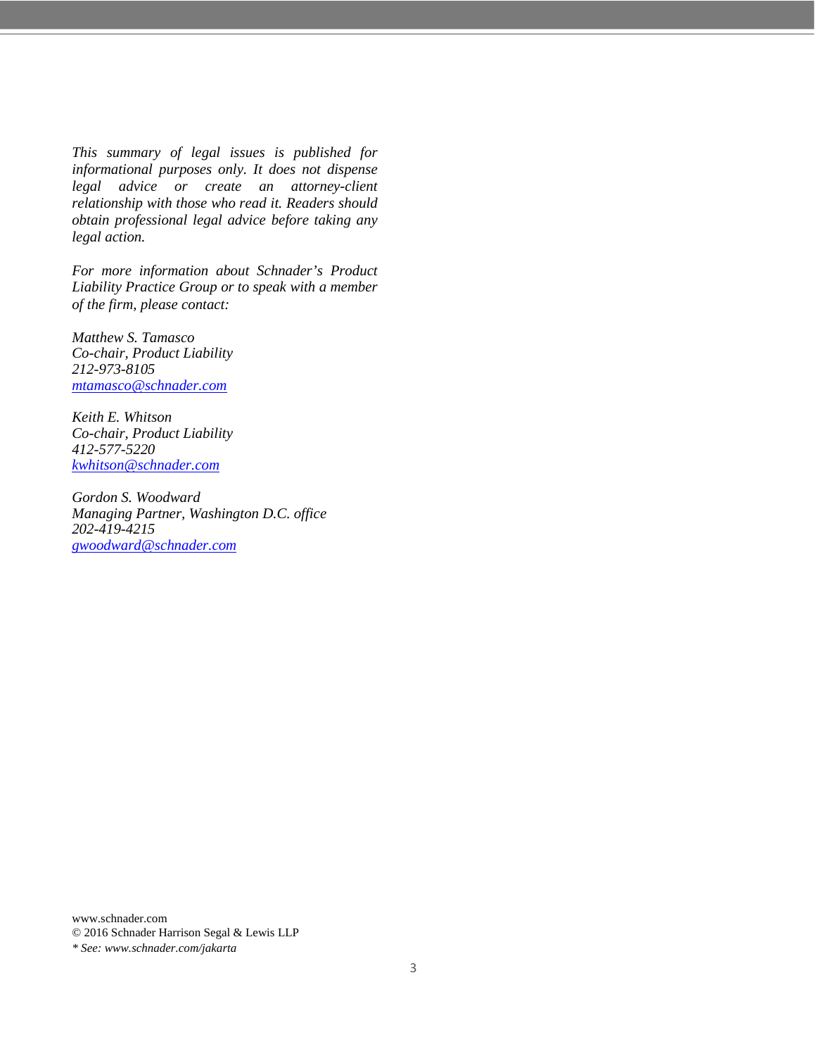*This summary of legal issues is published for informational purposes only. It does not dispense legal advice or create an attorney-client relationship with those who read it. Readers should obtain professional legal advice before taking any legal action.*

*For more information about Schnader's Product Liability Practice Group or to speak with a member of the firm, please contact:*

*Matthew S. Tamasco*
*Co-chair, Product Liability*
*212-973-8105*
*[mtamasco@schnader.com](mailto:mtamasco@schnader.com)*

*Keith E. Whitson*
*Co-chair, Product Liability*
*412-577-5220*
*[kwhitson@schnader.com](mailto:kwhitson@schnader.com)*

*Gordon S. Woodward*
*Managing Partner, Washington D.C. office*
*202-419-4215*
*[gwoodward@schnader.com](mailto:gwoodward@schnader.com)*

www.schnader.com
© 2016 Schnader Harrison Segal & Lewis LLP
*\* See: www.schnader.com/jakarta*